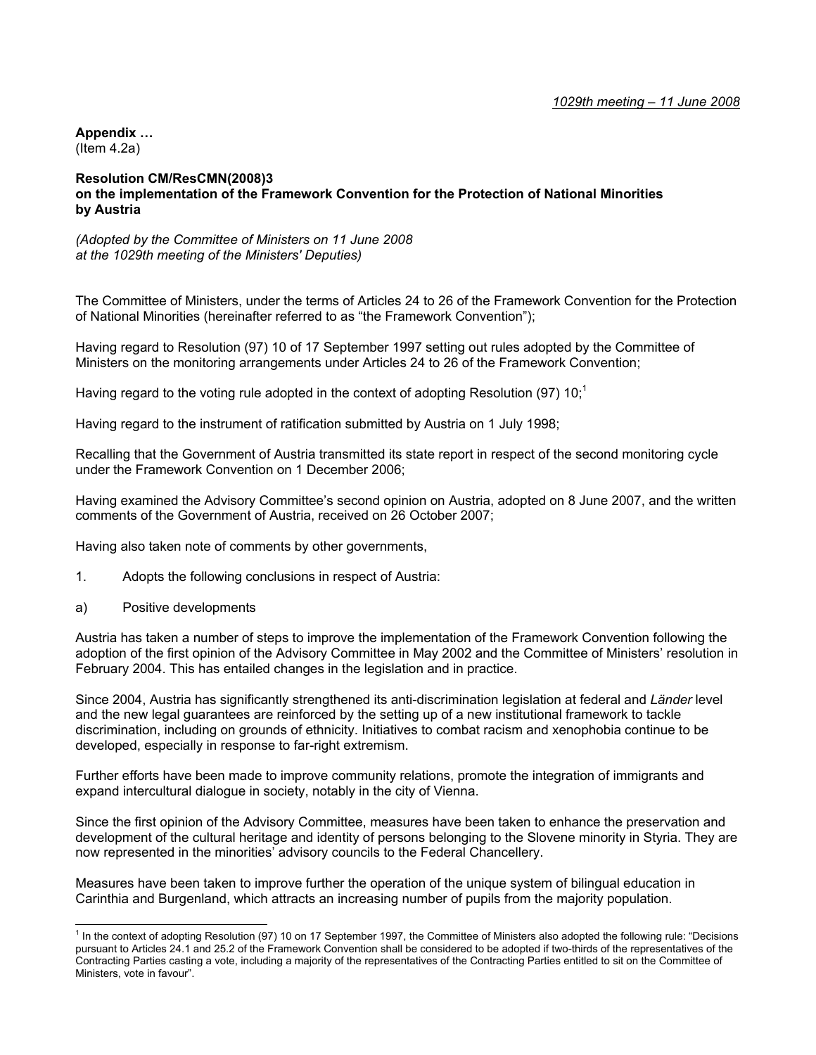*1029th meeting – 11 June 2008*

**Appendix …**
(Item 4.2a)

**Resolution CM/ResCMN(2008)3**
**on the implementation of the Framework Convention for the Protection of National Minorities by Austria**

*(Adopted by the Committee of Ministers on 11 June 2008 at the 1029th meeting of the Ministers' Deputies)*

The Committee of Ministers, under the terms of Articles 24 to 26 of the Framework Convention for the Protection of National Minorities (hereinafter referred to as "the Framework Convention");

Having regard to Resolution (97) 10 of 17 September 1997 setting out rules adopted by the Committee of Ministers on the monitoring arrangements under Articles 24 to 26 of the Framework Convention;

Having regard to the voting rule adopted in the context of adopting Resolution (97) 10;[1]

Having regard to the instrument of ratification submitted by Austria on 1 July 1998;

Recalling that the Government of Austria transmitted its state report in respect of the second monitoring cycle under the Framework Convention on 1 December 2006;

Having examined the Advisory Committee's second opinion on Austria, adopted on 8 June 2007, and the written comments of the Government of Austria, received on 26 October 2007;

Having also taken note of comments by other governments,

1. Adopts the following conclusions in respect of Austria:

a) Positive developments

Austria has taken a number of steps to improve the implementation of the Framework Convention following the adoption of the first opinion of the Advisory Committee in May 2002 and the Committee of Ministers' resolution in February 2004. This has entailed changes in the legislation and in practice.

Since 2004, Austria has significantly strengthened its anti-discrimination legislation at federal and *Länder* level and the new legal guarantees are reinforced by the setting up of a new institutional framework to tackle discrimination, including on grounds of ethnicity. Initiatives to combat racism and xenophobia continue to be developed, especially in response to far-right extremism.

Further efforts have been made to improve community relations, promote the integration of immigrants and expand intercultural dialogue in society, notably in the city of Vienna.

Since the first opinion of the Advisory Committee, measures have been taken to enhance the preservation and development of the cultural heritage and identity of persons belonging to the Slovene minority in Styria. They are now represented in the minorities' advisory councils to the Federal Chancellery.

Measures have been taken to improve further the operation of the unique system of bilingual education in Carinthia and Burgenland, which attracts an increasing number of pupils from the majority population.

---

[1] In the context of adopting Resolution (97) 10 on 17 September 1997, the Committee of Ministers also adopted the following rule: "Decisions pursuant to Articles 24.1 and 25.2 of the Framework Convention shall be considered to be adopted if two-thirds of the representatives of the Contracting Parties casting a vote, including a majority of the representatives of the Contracting Parties entitled to sit on the Committee of Ministers, vote in favour".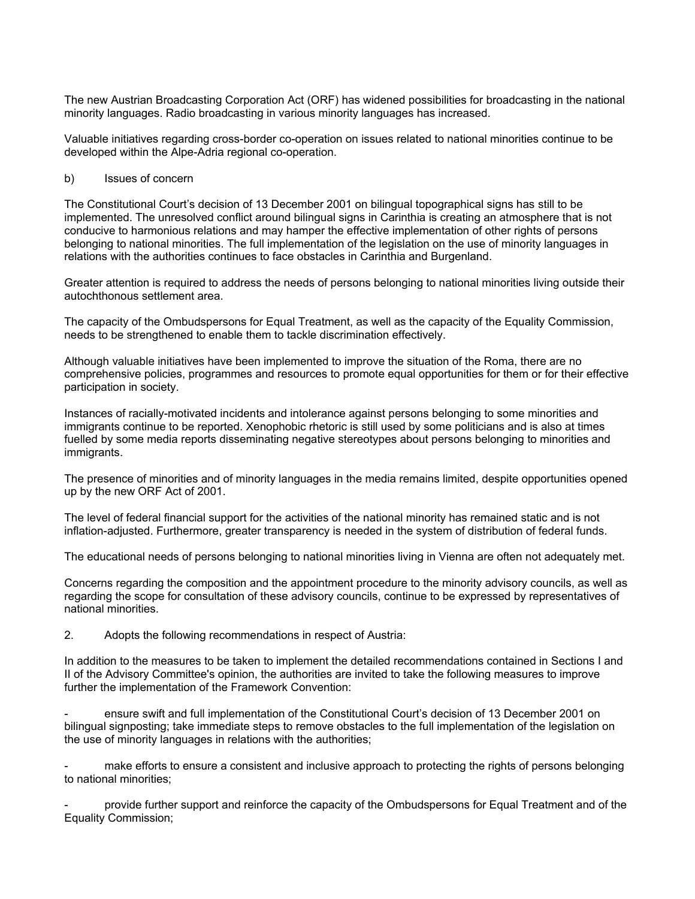The new Austrian Broadcasting Corporation Act (ORF) has widened possibilities for broadcasting in the national minority languages. Radio broadcasting in various minority languages has increased.

Valuable initiatives regarding cross-border co-operation on issues related to national minorities continue to be developed within the Alpe-Adria regional co-operation.

b) Issues of concern

The Constitutional Court's decision of 13 December 2001 on bilingual topographical signs has still to be implemented. The unresolved conflict around bilingual signs in Carinthia is creating an atmosphere that is not conducive to harmonious relations and may hamper the effective implementation of other rights of persons belonging to national minorities. The full implementation of the legislation on the use of minority languages in relations with the authorities continues to face obstacles in Carinthia and Burgenland.

Greater attention is required to address the needs of persons belonging to national minorities living outside their autochthonous settlement area.

The capacity of the Ombudspersons for Equal Treatment, as well as the capacity of the Equality Commission, needs to be strengthened to enable them to tackle discrimination effectively.

Although valuable initiatives have been implemented to improve the situation of the Roma, there are no comprehensive policies, programmes and resources to promote equal opportunities for them or for their effective participation in society.

Instances of racially-motivated incidents and intolerance against persons belonging to some minorities and immigrants continue to be reported. Xenophobic rhetoric is still used by some politicians and is also at times fuelled by some media reports disseminating negative stereotypes about persons belonging to minorities and immigrants.

The presence of minorities and of minority languages in the media remains limited, despite opportunities opened up by the new ORF Act of 2001.

The level of federal financial support for the activities of the national minority has remained static and is not inflation-adjusted. Furthermore, greater transparency is needed in the system of distribution of federal funds.

The educational needs of persons belonging to national minorities living in Vienna are often not adequately met.

Concerns regarding the composition and the appointment procedure to the minority advisory councils, as well as regarding the scope for consultation of these advisory councils, continue to be expressed by representatives of national minorities.

2. Adopts the following recommendations in respect of Austria:

In addition to the measures to be taken to implement the detailed recommendations contained in Sections I and II of the Advisory Committee's opinion, the authorities are invited to take the following measures to improve further the implementation of the Framework Convention:

- ensure swift and full implementation of the Constitutional Court's decision of 13 December 2001 on bilingual signposting; take immediate steps to remove obstacles to the full implementation of the legislation on the use of minority languages in relations with the authorities;

- make efforts to ensure a consistent and inclusive approach to protecting the rights of persons belonging to national minorities;

- provide further support and reinforce the capacity of the Ombudspersons for Equal Treatment and of the Equality Commission;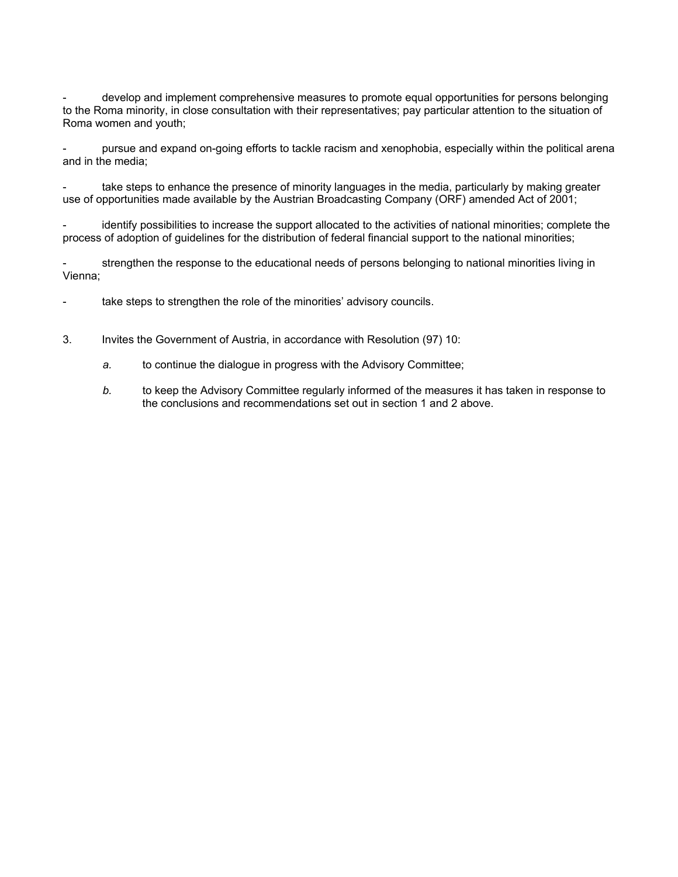- develop and implement comprehensive measures to promote equal opportunities for persons belonging to the Roma minority, in close consultation with their representatives; pay particular attention to the situation of Roma women and youth;

- pursue and expand on-going efforts to tackle racism and xenophobia, especially within the political arena and in the media;

- take steps to enhance the presence of minority languages in the media, particularly by making greater use of opportunities made available by the Austrian Broadcasting Company (ORF) amended Act of 2001;

- identify possibilities to increase the support allocated to the activities of national minorities; complete the process of adoption of guidelines for the distribution of federal financial support to the national minorities;

- strengthen the response to the educational needs of persons belonging to national minorities living in Vienna;

- take steps to strengthen the role of the minorities' advisory councils.

3. Invites the Government of Austria, in accordance with Resolution (97) 10:

   *a.* to continue the dialogue in progress with the Advisory Committee;

   *b.* to keep the Advisory Committee regularly informed of the measures it has taken in response to the conclusions and recommendations set out in section 1 and 2 above.